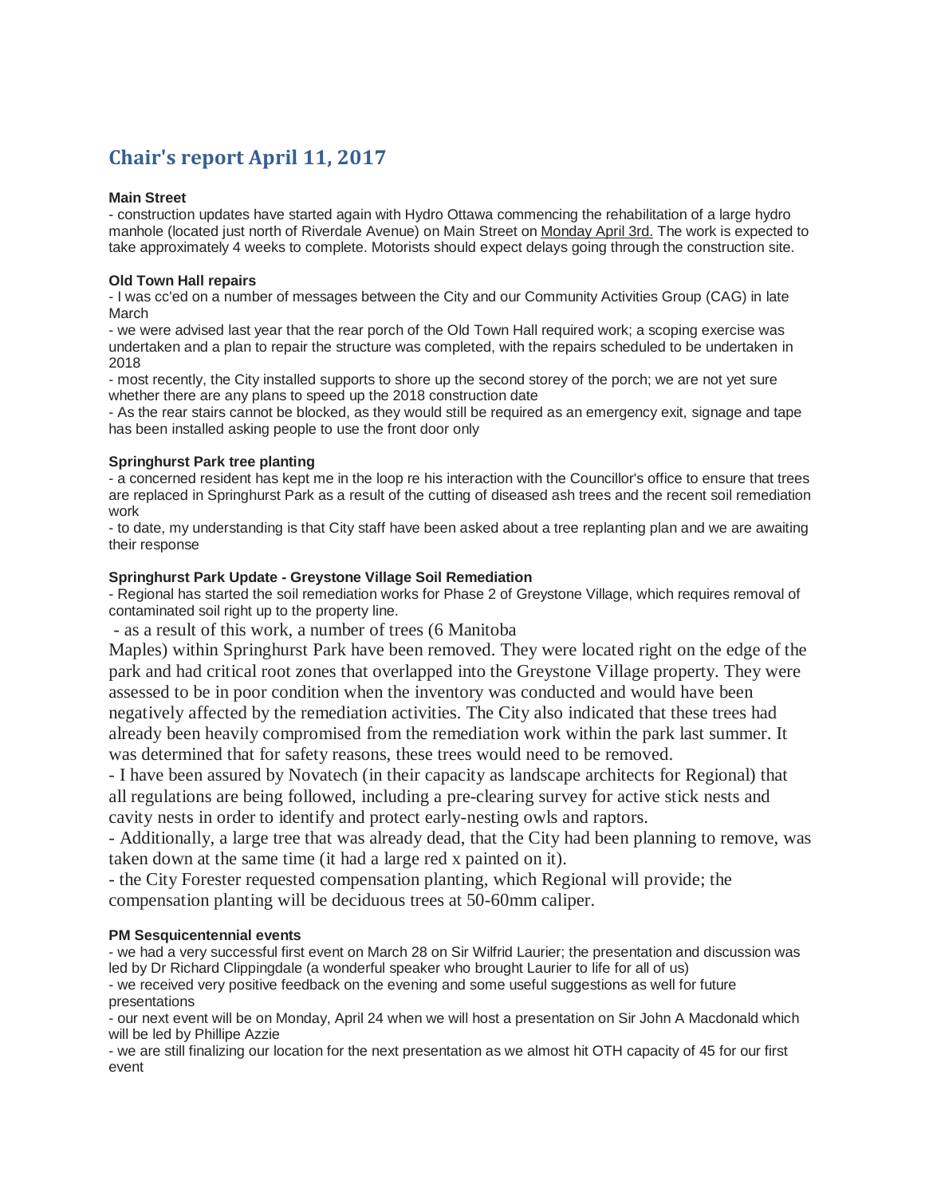## Chair's report April 11, 2017

**Main Street**

- construction updates have started again with Hydro Ottawa commencing the rehabilitation of a large hydro manhole (located just north of Riverdale Avenue) on Main Street on Monday April 3rd. The work is expected to take approximately 4 weeks to complete. Motorists should expect delays going through the construction site.

**Old Town Hall repairs**

- I was cc'ed on a number of messages between the City and our Community Activities Group (CAG) in late March
- we were advised last year that the rear porch of the Old Town Hall required work; a scoping exercise was undertaken and a plan to repair the structure was completed, with the repairs scheduled to be undertaken in 2018
- most recently, the City installed supports to shore up the second storey of the porch; we are not yet sure whether there are any plans to speed up the 2018 construction date
- As the rear stairs cannot be blocked, as they would still be required as an emergency exit, signage and tape has been installed asking people to use the front door only

**Springhurst Park tree planting**

- a concerned resident has kept me in the loop re his interaction with the Councillor's office to ensure that trees are replaced in Springhurst Park as a result of the cutting of diseased ash trees and the recent soil remediation work
- to date, my understanding is that City staff have been asked about a tree replanting plan and we are awaiting their response

**Springhurst Park Update - Greystone Village Soil Remediation**

- Regional has started the soil remediation works for Phase 2 of Greystone Village, which requires removal of contaminated soil right up to the property line.
- as a result of this work, a number of trees (6 Manitoba Maples) within Springhurst Park have been removed. They were located right on the edge of the park and had critical root zones that overlapped into the Greystone Village property. They were assessed to be in poor condition when the inventory was conducted and would have been negatively affected by the remediation activities. The City also indicated that these trees had already been heavily compromised from the remediation work within the park last summer. It was determined that for safety reasons, these trees would need to be removed.
- I have been assured by Novatech (in their capacity as landscape architects for Regional) that all regulations are being followed, including a pre-clearing survey for active stick nests and cavity nests in order to identify and protect early-nesting owls and raptors.
- Additionally, a large tree that was already dead, that the City had been planning to remove, was taken down at the same time (it had a large red x painted on it).
- the City Forester requested compensation planting, which Regional will provide; the compensation planting will be deciduous trees at 50-60mm caliper.

**PM Sesquicentennial events**

- we had a very successful first event on March 28 on Sir Wilfrid Laurier; the presentation and discussion was led by Dr Richard Clippingdale (a wonderful speaker who brought Laurier to life for all of us)
- we received very positive feedback on the evening and some useful suggestions as well for future presentations
- our next event will be on Monday, April 24 when we will host a presentation on Sir John A Macdonald which will be led by Phillipe Azzie
- we are still finalizing our location for the next presentation as we almost hit OTH capacity of 45 for our first event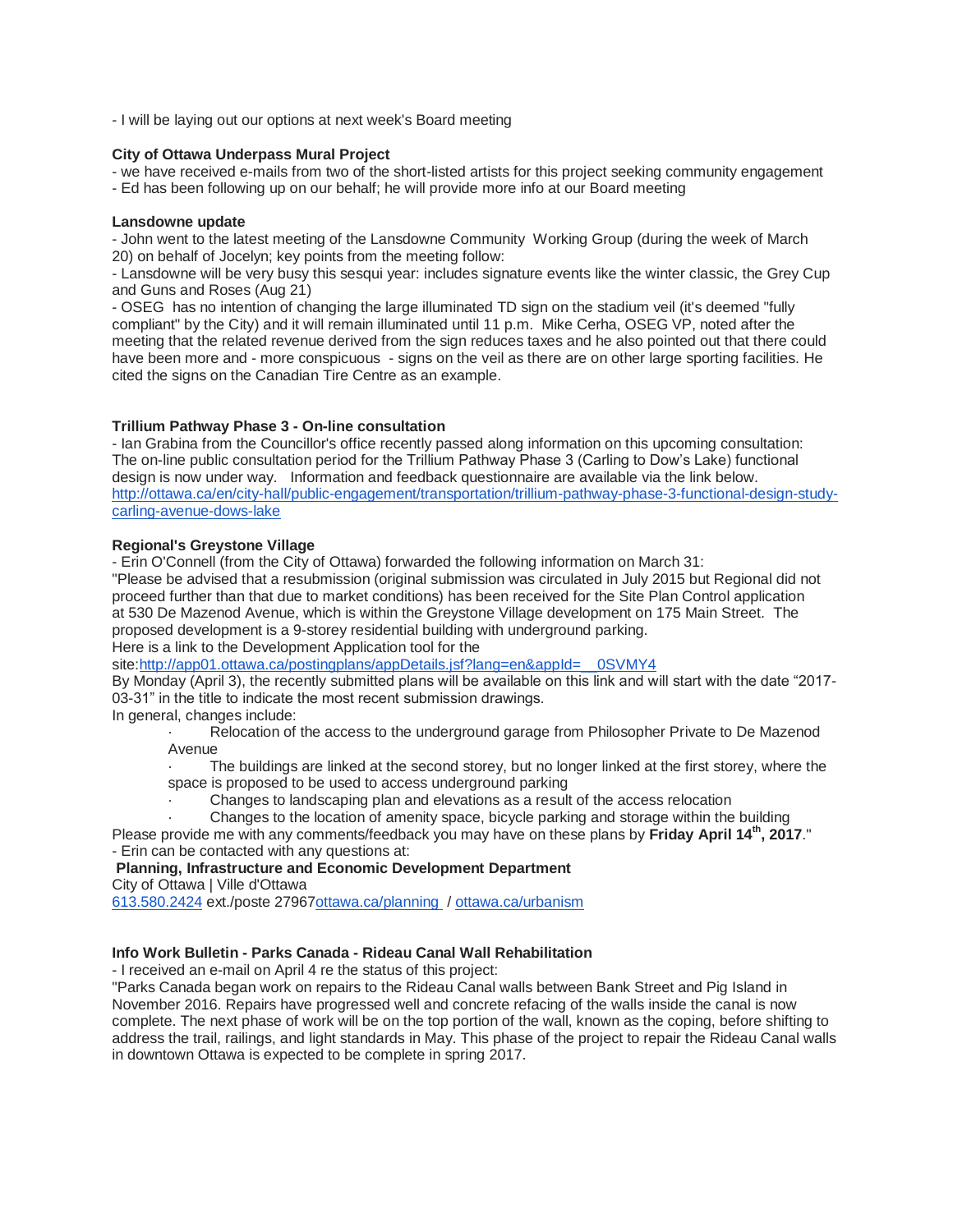- I will be laying out our options at next week's Board meeting

**City of Ottawa Underpass Mural Project**

- we have received e-mails from two of the short-listed artists for this project seeking community engagement
- Ed has been following up on our behalf; he will provide more info at our Board meeting

**Lansdowne update**

- John went to the latest meeting of the Lansdowne Community Working Group (during the week of March 20) on behalf of Jocelyn; key points from the meeting follow:
- Lansdowne will be very busy this sesqui year: includes signature events like the winter classic, the Grey Cup and Guns and Roses (Aug 21)
- OSEG has no intention of changing the large illuminated TD sign on the stadium veil (it's deemed "fully compliant" by the City) and it will remain illuminated until 11 p.m. Mike Cerha, OSEG VP, noted after the meeting that the related revenue derived from the sign reduces taxes and he also pointed out that there could have been more and - more conspicuous - signs on the veil as there are on other large sporting facilities. He cited the signs on the Canadian Tire Centre as an example.

**Trillium Pathway Phase 3 - On-line consultation**

- Ian Grabina from the Councillor's office recently passed along information on this upcoming consultation:
The on-line public consultation period for the Trillium Pathway Phase 3 (Carling to Dow's Lake) functional design is now under way. Information and feedback questionnaire are available via the link below.
http://ottawa.ca/en/city-hall/public-engagement/transportation/trillium-pathway-phase-3-functional-design-study-carling-avenue-dows-lake

**Regional's Greystone Village**

- Erin O'Connell (from the City of Ottawa) forwarded the following information on March 31:
"Please be advised that a resubmission (original submission was circulated in July 2015 but Regional did not proceed further than that due to market conditions) has been received for the Site Plan Control application at 530 De Mazenod Avenue, which is within the Greystone Village development on 175 Main Street. The proposed development is a 9-storey residential building with underground parking.
Here is a link to the Development Application tool for the site:http://app01.ottawa.ca/postingplans/appDetails.jsf?lang=en&appId=__0SVMY4
By Monday (April 3), the recently submitted plans will be available on this link and will start with the date "2017-03-31" in the title to indicate the most recent submission drawings.
In general, changes include:

- Relocation of the access to the underground garage from Philosopher Private to De Mazenod Avenue
- The buildings are linked at the second storey, but no longer linked at the first storey, where the space is proposed to be used to access underground parking
- Changes to landscaping plan and elevations as a result of the access relocation
- Changes to the location of amenity space, bicycle parking and storage within the building

Please provide me with any comments/feedback you may have on these plans by **Friday April 14th, 2017**."
- Erin can be contacted with any questions at:

**Planning, Infrastructure and Economic Development Department**
City of Ottawa | Ville d'Ottawa
613.580.2424 ext./poste 27967ottawa.ca/planning / ottawa.ca/urbanism

**Info Work Bulletin - Parks Canada - Rideau Canal Wall Rehabilitation**

- I received an e-mail on April 4 re the status of this project:
"Parks Canada began work on repairs to the Rideau Canal walls between Bank Street and Pig Island in November 2016. Repairs have progressed well and concrete refacing of the walls inside the canal is now complete. The next phase of work will be on the top portion of the wall, known as the coping, before shifting to address the trail, railings, and light standards in May. This phase of the project to repair the Rideau Canal walls in downtown Ottawa is expected to be complete in spring 2017.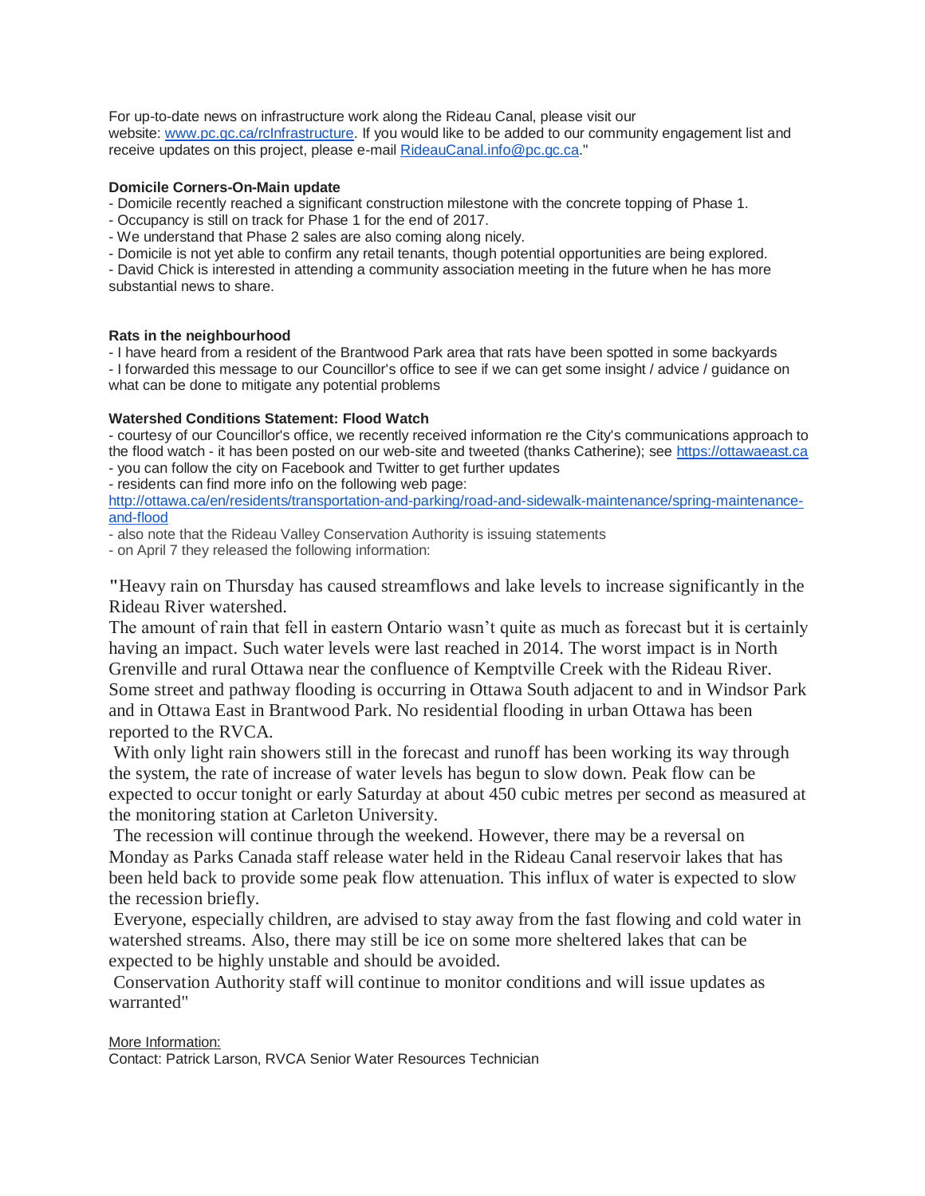For up-to-date news on infrastructure work along the Rideau Canal, please visit our website: www.pc.gc.ca/rcInfrastructure. If you would like to be added to our community engagement list and receive updates on this project, please e-mail RideauCanal.info@pc.gc.ca."

**Domicile Corners-On-Main update**

- Domicile recently reached a significant construction milestone with the concrete topping of Phase 1.
- Occupancy is still on track for Phase 1 for the end of 2017.
- We understand that Phase 2 sales are also coming along nicely.
- Domicile is not yet able to confirm any retail tenants, though potential opportunities are being explored.
- David Chick is interested in attending a community association meeting in the future when he has more substantial news to share.

**Rats in the neighbourhood**

- I have heard from a resident of the Brantwood Park area that rats have been spotted in some backyards
- I forwarded this message to our Councillor's office to see if we can get some insight / advice / guidance on what can be done to mitigate any potential problems

**Watershed Conditions Statement: Flood Watch**

- courtesy of our Councillor's office, we recently received information re the City's communications approach to the flood watch - it has been posted on our web-site and tweeted (thanks Catherine); see https://ottawaeast.ca
- you can follow the city on Facebook and Twitter to get further updates
- residents can find more info on the following web page: http://ottawa.ca/en/residents/transportation-and-parking/road-and-sidewalk-maintenance/spring-maintenance-and-flood
- also note that the Rideau Valley Conservation Authority is issuing statements
- on April 7 they released the following information:

"Heavy rain on Thursday has caused streamflows and lake levels to increase significantly in the Rideau River watershed.
The amount of rain that fell in eastern Ontario wasn't quite as much as forecast but it is certainly having an impact. Such water levels were last reached in 2014. The worst impact is in North Grenville and rural Ottawa near the confluence of Kemptville Creek with the Rideau River. Some street and pathway flooding is occurring in Ottawa South adjacent to and in Windsor Park and in Ottawa East in Brantwood Park. No residential flooding in urban Ottawa has been reported to the RVCA.

With only light rain showers still in the forecast and runoff has been working its way through the system, the rate of increase of water levels has begun to slow down. Peak flow can be expected to occur tonight or early Saturday at about 450 cubic metres per second as measured at the monitoring station at Carleton University.

The recession will continue through the weekend. However, there may be a reversal on Monday as Parks Canada staff release water held in the Rideau Canal reservoir lakes that has been held back to provide some peak flow attenuation. This influx of water is expected to slow the recession briefly.

Everyone, especially children, are advised to stay away from the fast flowing and cold water in watershed streams. Also, there may still be ice on some more sheltered lakes that can be expected to be highly unstable and should be avoided.

Conservation Authority staff will continue to monitor conditions and will issue updates as warranted"

More Information:
Contact: Patrick Larson, RVCA Senior Water Resources Technician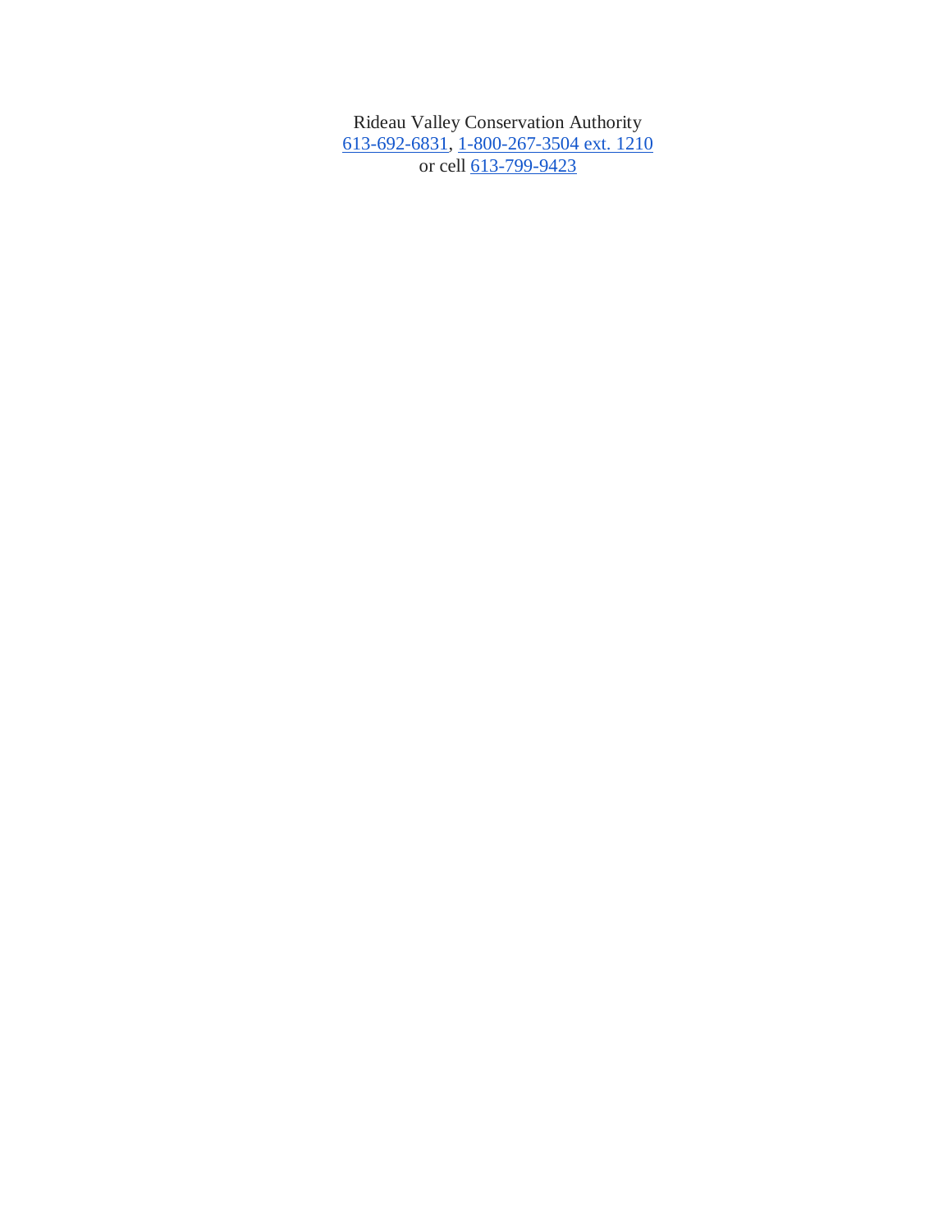Rideau Valley Conservation Authority
613-692-6831, 1-800-267-3504 ext. 1210
or cell 613-799-9423